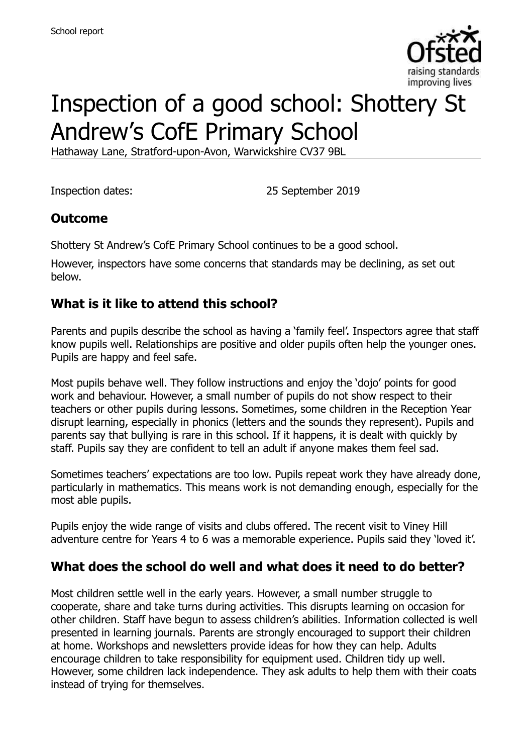School report

# Inspection of a good school: Shottery St Andrew's CofE Primary School

Hathaway Lane, Stratford-upon-Avon, Warwickshire CV37 9BL

Inspection dates: 25 September 2019

## Outcome

Shottery St Andrew's CofE Primary School continues to be a good school.

However, inspectors have some concerns that standards may be declining, as set out below.

## What is it like to attend this school?

Parents and pupils describe the school as having a 'family feel'. Inspectors agree that staff know pupils well. Relationships are positive and older pupils often help the younger ones. Pupils are happy and feel safe.

Most pupils behave well. They follow instructions and enjoy the 'dojo' points for good work and behaviour. However, a small number of pupils do not show respect to their teachers or other pupils during lessons. Sometimes, some children in the Reception Year disrupt learning, especially in phonics (letters and the sounds they represent). Pupils and parents say that bullying is rare in this school. If it happens, it is dealt with quickly by staff. Pupils say they are confident to tell an adult if anyone makes them feel sad.

Sometimes teachers' expectations are too low. Pupils repeat work they have already done, particularly in mathematics. This means work is not demanding enough, especially for the most able pupils.

Pupils enjoy the wide range of visits and clubs offered. The recent visit to Viney Hill adventure centre for Years 4 to 6 was a memorable experience. Pupils said they 'loved it'.

## What does the school do well and what does it need to do better?

Most children settle well in the early years. However, a small number struggle to cooperate, share and take turns during activities. This disrupts learning on occasion for other children. Staff have begun to assess children's abilities. Information collected is well presented in learning journals. Parents are strongly encouraged to support their children at home. Workshops and newsletters provide ideas for how they can help. Adults encourage children to take responsibility for equipment used. Children tidy up well. However, some children lack independence. They ask adults to help them with their coats instead of trying for themselves.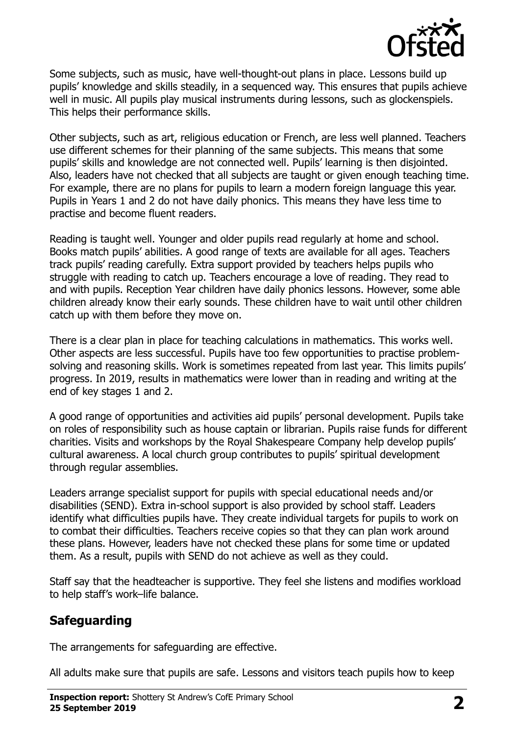Some subjects, such as music, have well-thought-out plans in place. Lessons build up pupils' knowledge and skills steadily, in a sequenced way. This ensures that pupils achieve well in music. All pupils play musical instruments during lessons, such as glockenspiels. This helps their performance skills.

Other subjects, such as art, religious education or French, are less well planned. Teachers use different schemes for their planning of the same subjects. This means that some pupils' skills and knowledge are not connected well. Pupils' learning is then disjointed. Also, leaders have not checked that all subjects are taught or given enough teaching time. For example, there are no plans for pupils to learn a modern foreign language this year. Pupils in Years 1 and 2 do not have daily phonics. This means they have less time to practise and become fluent readers.

Reading is taught well. Younger and older pupils read regularly at home and school. Books match pupils' abilities. A good range of texts are available for all ages. Teachers track pupils' reading carefully. Extra support provided by teachers helps pupils who struggle with reading to catch up. Teachers encourage a love of reading. They read to and with pupils. Reception Year children have daily phonics lessons. However, some able children already know their early sounds. These children have to wait until other children catch up with them before they move on.

There is a clear plan in place for teaching calculations in mathematics. This works well. Other aspects are less successful. Pupils have too few opportunities to practise problem-solving and reasoning skills. Work is sometimes repeated from last year. This limits pupils' progress. In 2019, results in mathematics were lower than in reading and writing at the end of key stages 1 and 2.

A good range of opportunities and activities aid pupils' personal development. Pupils take on roles of responsibility such as house captain or librarian. Pupils raise funds for different charities. Visits and workshops by the Royal Shakespeare Company help develop pupils' cultural awareness. A local church group contributes to pupils' spiritual development through regular assemblies.

Leaders arrange specialist support for pupils with special educational needs and/or disabilities (SEND). Extra in-school support is also provided by school staff. Leaders identify what difficulties pupils have. They create individual targets for pupils to work on to combat their difficulties. Teachers receive copies so that they can plan work around these plans. However, leaders have not checked these plans for some time or updated them. As a result, pupils with SEND do not achieve as well as they could.

Staff say that the headteacher is supportive. They feel she listens and modifies workload to help staff's work–life balance.

## Safeguarding

The arrangements for safeguarding are effective.

All adults make sure that pupils are safe. Lessons and visitors teach pupils how to keep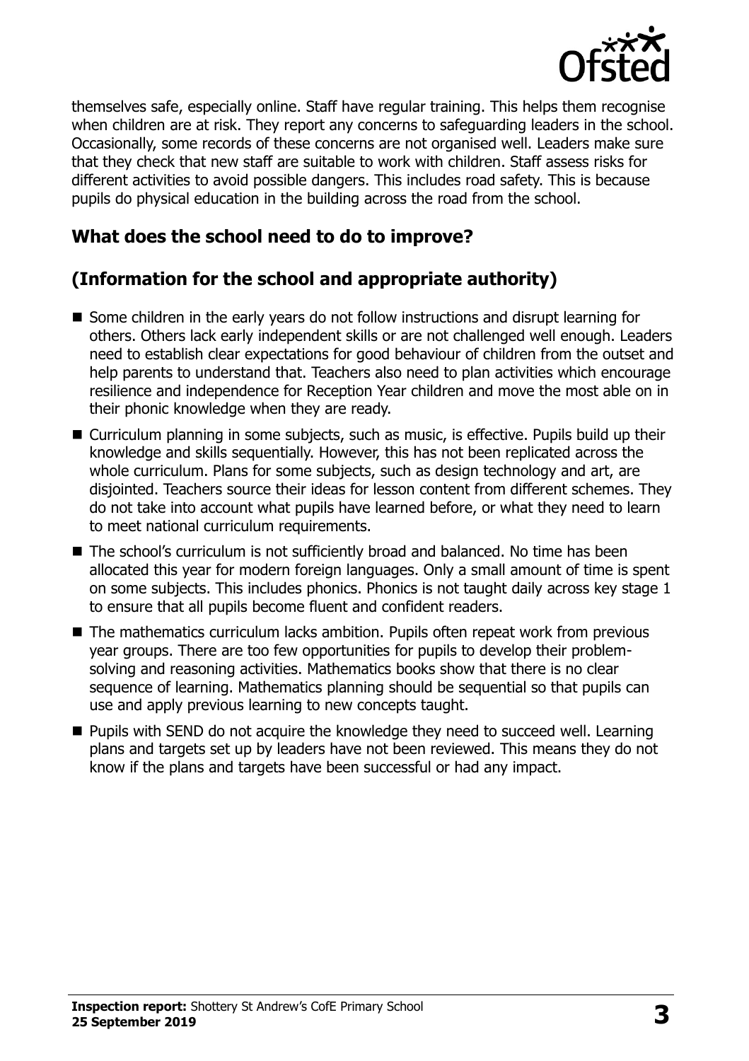themselves safe, especially online. Staff have regular training. This helps them recognise when children are at risk. They report any concerns to safeguarding leaders in the school. Occasionally, some records of these concerns are not organised well. Leaders make sure that they check that new staff are suitable to work with children. Staff assess risks for different activities to avoid possible dangers. This includes road safety. This is because pupils do physical education in the building across the road from the school.

## What does the school need to do to improve?

## (Information for the school and appropriate authority)

- Some children in the early years do not follow instructions and disrupt learning for others. Others lack early independent skills or are not challenged well enough. Leaders need to establish clear expectations for good behaviour of children from the outset and help parents to understand that. Teachers also need to plan activities which encourage resilience and independence for Reception Year children and move the most able on in their phonic knowledge when they are ready.
- Curriculum planning in some subjects, such as music, is effective. Pupils build up their knowledge and skills sequentially. However, this has not been replicated across the whole curriculum. Plans for some subjects, such as design technology and art, are disjointed. Teachers source their ideas for lesson content from different schemes. They do not take into account what pupils have learned before, or what they need to learn to meet national curriculum requirements.
- The school's curriculum is not sufficiently broad and balanced. No time has been allocated this year for modern foreign languages. Only a small amount of time is spent on some subjects. This includes phonics. Phonics is not taught daily across key stage 1 to ensure that all pupils become fluent and confident readers.
- The mathematics curriculum lacks ambition. Pupils often repeat work from previous year groups. There are too few opportunities for pupils to develop their problem-solving and reasoning activities. Mathematics books show that there is no clear sequence of learning. Mathematics planning should be sequential so that pupils can use and apply previous learning to new concepts taught.
- Pupils with SEND do not acquire the knowledge they need to succeed well. Learning plans and targets set up by leaders have not been reviewed. This means they do not know if the plans and targets have been successful or had any impact.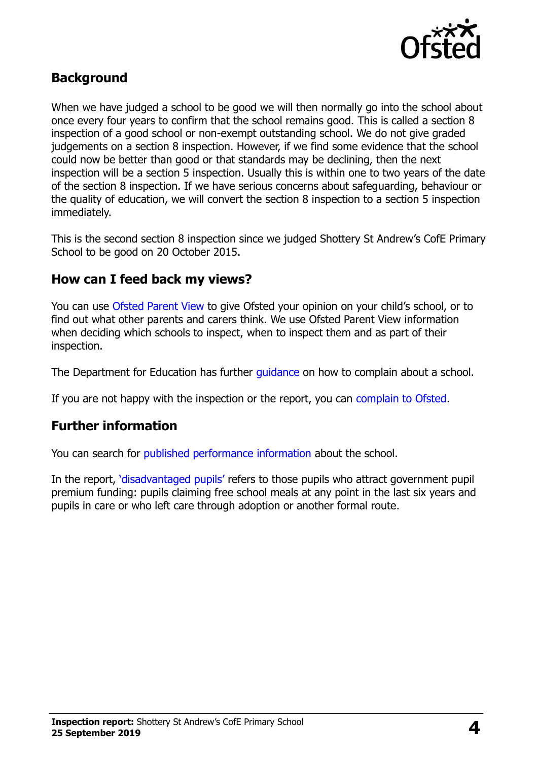## Background

When we have judged a school to be good we will then normally go into the school about once every four years to confirm that the school remains good. This is called a section 8 inspection of a good school or non-exempt outstanding school. We do not give graded judgements on a section 8 inspection. However, if we find some evidence that the school could now be better than good or that standards may be declining, then the next inspection will be a section 5 inspection. Usually this is within one to two years of the date of the section 8 inspection. If we have serious concerns about safeguarding, behaviour or the quality of education, we will convert the section 8 inspection to a section 5 inspection immediately.

This is the second section 8 inspection since we judged Shottery St Andrew's CofE Primary School to be good on 20 October 2015.

## How can I feed back my views?

You can use Ofsted Parent View to give Ofsted your opinion on your child's school, or to find out what other parents and carers think. We use Ofsted Parent View information when deciding which schools to inspect, when to inspect them and as part of their inspection.

The Department for Education has further guidance on how to complain about a school.

If you are not happy with the inspection or the report, you can complain to Ofsted.

## Further information

You can search for published performance information about the school.

In the report, 'disadvantaged pupils' refers to those pupils who attract government pupil premium funding: pupils claiming free school meals at any point in the last six years and pupils in care or who left care through adoption or another formal route.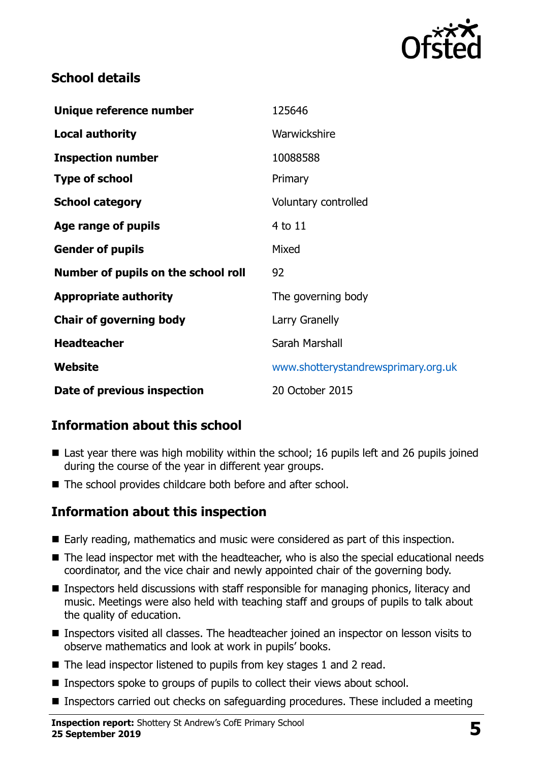## School details

| | |
|---|---|
| **Unique reference number** | 125646 |
| **Local authority** | Warwickshire |
| **Inspection number** | 10088588 |
| **Type of school** | Primary |
| **School category** | Voluntary controlled |
| **Age range of pupils** | 4 to 11 |
| **Gender of pupils** | Mixed |
| **Number of pupils on the school roll** | 92 |
| **Appropriate authority** | The governing body |
| **Chair of governing body** | Larry Granelly |
| **Headteacher** | Sarah Marshall |
| **Website** | www.shotterystandrewsprimary.org.uk |
| **Date of previous inspection** | 20 October 2015 |

## Information about this school

- Last year there was high mobility within the school; 16 pupils left and 26 pupils joined during the course of the year in different year groups.
- The school provides childcare both before and after school.

## Information about this inspection

- Early reading, mathematics and music were considered as part of this inspection.
- The lead inspector met with the headteacher, who is also the special educational needs coordinator, and the vice chair and newly appointed chair of the governing body.
- Inspectors held discussions with staff responsible for managing phonics, literacy and music. Meetings were also held with teaching staff and groups of pupils to talk about the quality of education.
- Inspectors visited all classes. The headteacher joined an inspector on lesson visits to observe mathematics and look at work in pupils' books.
- The lead inspector listened to pupils from key stages 1 and 2 read.
- Inspectors spoke to groups of pupils to collect their views about school.
- Inspectors carried out checks on safeguarding procedures. These included a meeting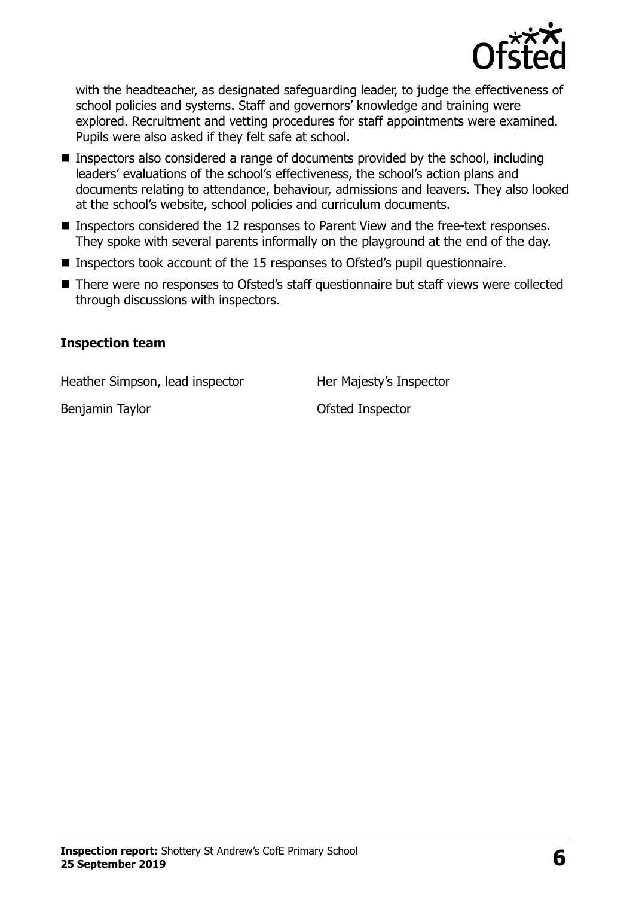with the headteacher, as designated safeguarding leader, to judge the effectiveness of school policies and systems. Staff and governors' knowledge and training were explored. Recruitment and vetting procedures for staff appointments were examined. Pupils were also asked if they felt safe at school.

- Inspectors also considered a range of documents provided by the school, including leaders' evaluations of the school's effectiveness, the school's action plans and documents relating to attendance, behaviour, admissions and leavers. They also looked at the school's website, school policies and curriculum documents.
- Inspectors considered the 12 responses to Parent View and the free-text responses. They spoke with several parents informally on the playground at the end of the day.
- Inspectors took account of the 15 responses to Ofsted's pupil questionnaire.
- There were no responses to Ofsted's staff questionnaire but staff views were collected through discussions with inspectors.

### Inspection team

| | |
|---|---|
| Heather Simpson, lead inspector | Her Majesty's Inspector |
| Benjamin Taylor | Ofsted Inspector |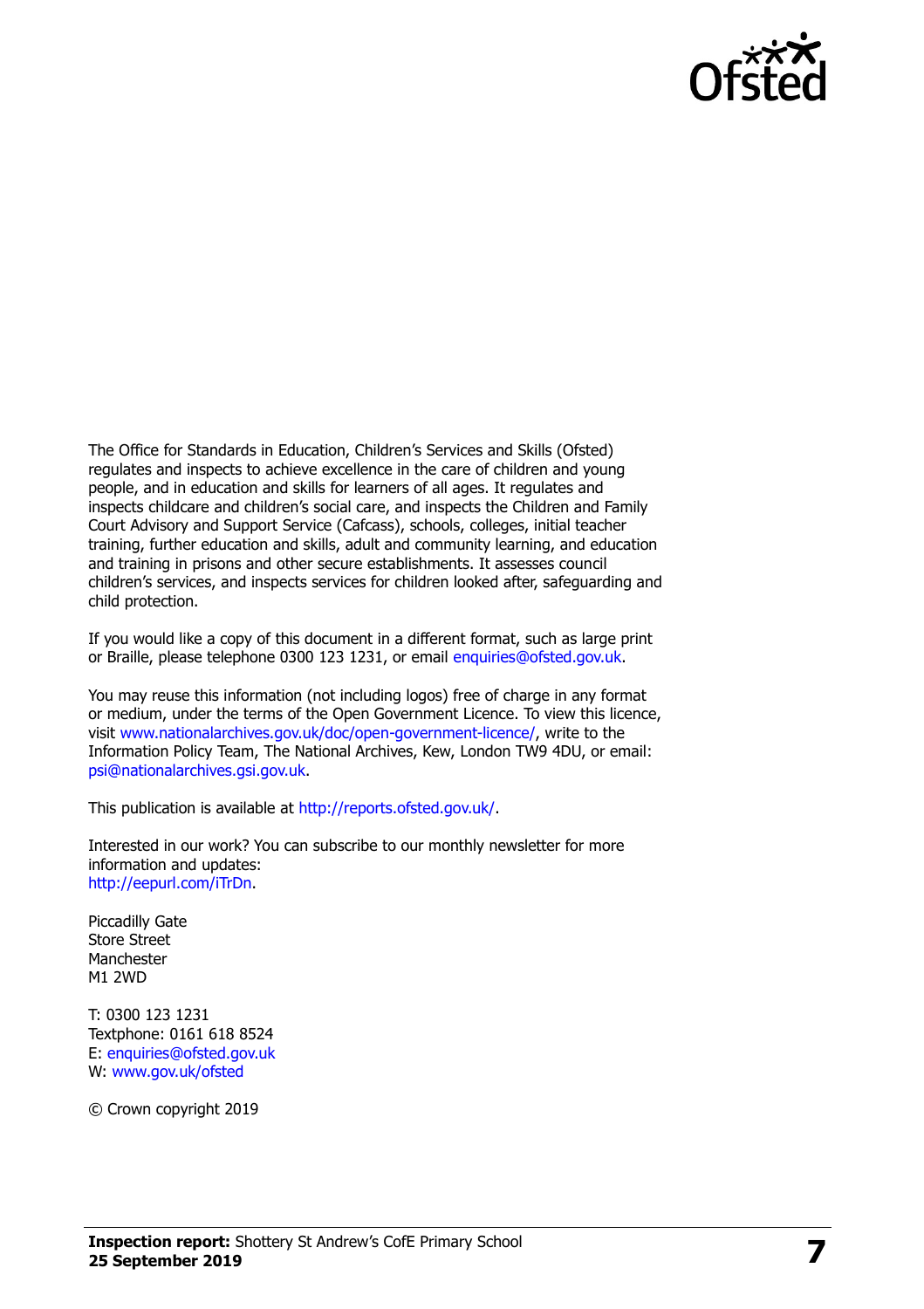The Office for Standards in Education, Children's Services and Skills (Ofsted) regulates and inspects to achieve excellence in the care of children and young people, and in education and skills for learners of all ages. It regulates and inspects childcare and children's social care, and inspects the Children and Family Court Advisory and Support Service (Cafcass), schools, colleges, initial teacher training, further education and skills, adult and community learning, and education and training in prisons and other secure establishments. It assesses council children's services, and inspects services for children looked after, safeguarding and child protection.

If you would like a copy of this document in a different format, such as large print or Braille, please telephone 0300 123 1231, or email enquiries@ofsted.gov.uk.

You may reuse this information (not including logos) free of charge in any format or medium, under the terms of the Open Government Licence. To view this licence, visit www.nationalarchives.gov.uk/doc/open-government-licence/, write to the Information Policy Team, The National Archives, Kew, London TW9 4DU, or email: psi@nationalarchives.gsi.gov.uk.

This publication is available at http://reports.ofsted.gov.uk/.

Interested in our work? You can subscribe to our monthly newsletter for more information and updates: http://eepurl.com/iTrDn.

Piccadilly Gate
Store Street
Manchester
M1 2WD

T: 0300 123 1231
Textphone: 0161 618 8524
E: enquiries@ofsted.gov.uk
W: www.gov.uk/ofsted

© Crown copyright 2019